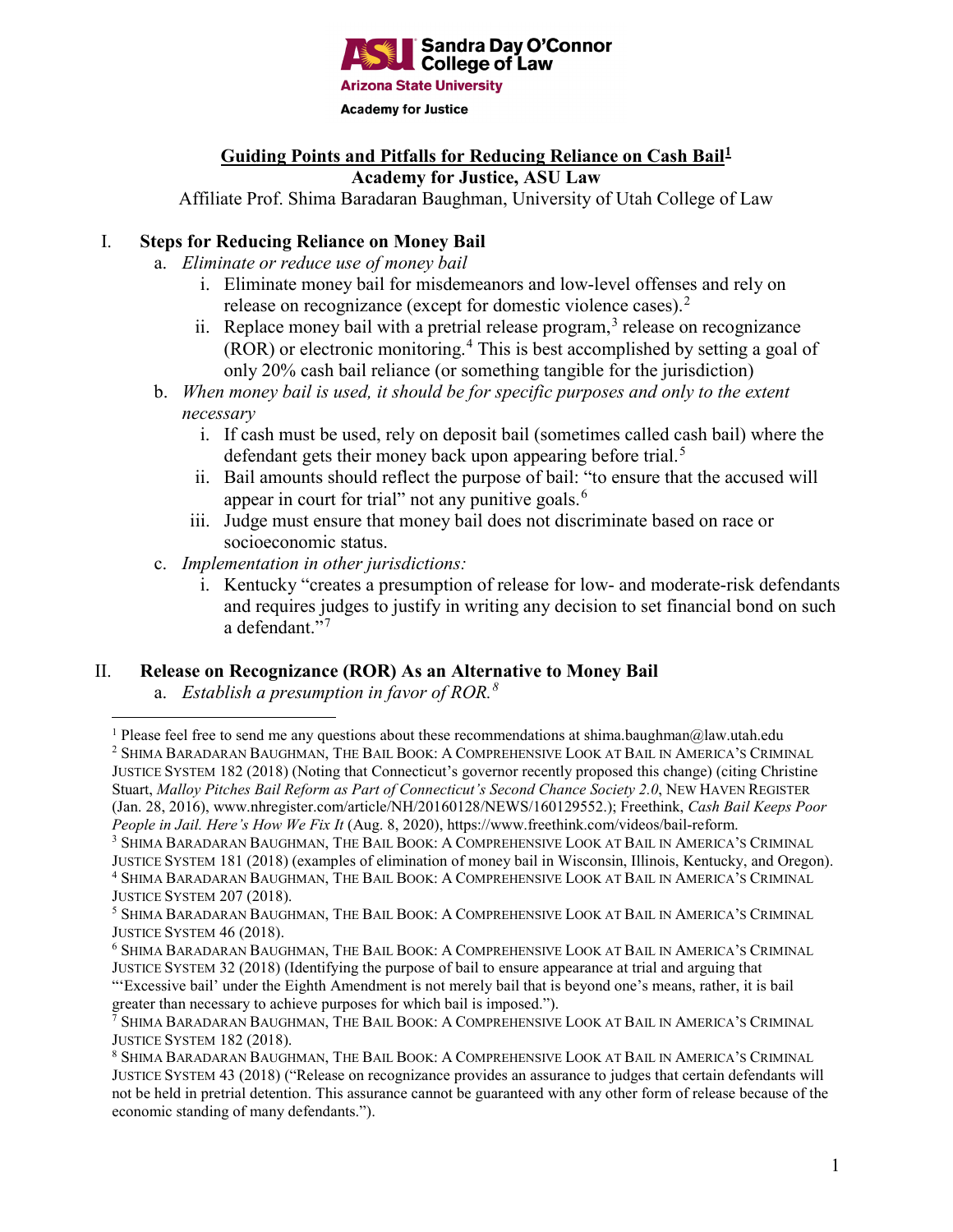**ASU Sandra Day O'Connor College of Law**
**Arizona State University**
**Academy for Justice**

# Guiding Points and Pitfalls for Reducing Reliance on Cash Bail[1]

**Academy for Justice, ASU Law**

Affiliate Prof. Shima Baradaran Baughman, University of Utah College of Law

## I. Steps for Reducing Reliance on Money Bail

a. *Eliminate or reduce use of money bail*

i. Eliminate money bail for misdemeanors and low-level offenses and rely on release on recognizance (except for domestic violence cases).[2]

ii. Replace money bail with a pretrial release program,[3] release on recognizance (ROR) or electronic monitoring.[4] This is best accomplished by setting a goal of only 20% cash bail reliance (or something tangible for the jurisdiction)

b. *When money bail is used, it should be for specific purposes and only to the extent necessary*

i. If cash must be used, rely on deposit bail (sometimes called cash bail) where the defendant gets their money back upon appearing before trial.[5]

ii. Bail amounts should reflect the purpose of bail: "to ensure that the accused will appear in court for trial" not any punitive goals.[6]

iii. Judge must ensure that money bail does not discriminate based on race or socioeconomic status.

c. *Implementation in other jurisdictions:*

i. Kentucky "creates a presumption of release for low- and moderate-risk defendants and requires judges to justify in writing any decision to set financial bond on such a defendant."[7]

## II. Release on Recognizance (ROR) As an Alternative to Money Bail

a. *Establish a presumption in favor of ROR.*[8]

---

[1] Please feel free to send me any questions about these recommendations at shima.baughman@law.utah.edu

[2] SHIMA BARADARAN BAUGHMAN, THE BAIL BOOK: A COMPREHENSIVE LOOK AT BAIL IN AMERICA'S CRIMINAL JUSTICE SYSTEM 182 (2018) (Noting that Connecticut's governor recently proposed this change) (citing Christine Stuart, *Malloy Pitches Bail Reform as Part of Connecticut's Second Chance Society 2.0*, NEW HAVEN REGISTER (Jan. 28, 2016), www.nhregister.com/article/NH/20160128/NEWS/160129552.); Freethink, *Cash Bail Keeps Poor People in Jail. Here's How We Fix It* (Aug. 8, 2020), https://www.freethink.com/videos/bail-reform.

[3] SHIMA BARADARAN BAUGHMAN, THE BAIL BOOK: A COMPREHENSIVE LOOK AT BAIL IN AMERICA'S CRIMINAL JUSTICE SYSTEM 181 (2018) (examples of elimination of money bail in Wisconsin, Illinois, Kentucky, and Oregon).

[4] SHIMA BARADARAN BAUGHMAN, THE BAIL BOOK: A COMPREHENSIVE LOOK AT BAIL IN AMERICA'S CRIMINAL JUSTICE SYSTEM 207 (2018).

[5] SHIMA BARADARAN BAUGHMAN, THE BAIL BOOK: A COMPREHENSIVE LOOK AT BAIL IN AMERICA'S CRIMINAL JUSTICE SYSTEM 46 (2018).

[6] SHIMA BARADARAN BAUGHMAN, THE BAIL BOOK: A COMPREHENSIVE LOOK AT BAIL IN AMERICA'S CRIMINAL JUSTICE SYSTEM 32 (2018) (Identifying the purpose of bail to ensure appearance at trial and arguing that "'Excessive bail' under the Eighth Amendment is not merely bail that is beyond one's means, rather, it is bail greater than necessary to achieve purposes for which bail is imposed.").

[7] SHIMA BARADARAN BAUGHMAN, THE BAIL BOOK: A COMPREHENSIVE LOOK AT BAIL IN AMERICA'S CRIMINAL JUSTICE SYSTEM 182 (2018).

[8] SHIMA BARADARAN BAUGHMAN, THE BAIL BOOK: A COMPREHENSIVE LOOK AT BAIL IN AMERICA'S CRIMINAL JUSTICE SYSTEM 43 (2018) ("Release on recognizance provides an assurance to judges that certain defendants will not be held in pretrial detention. This assurance cannot be guaranteed with any other form of release because of the economic standing of many defendants.").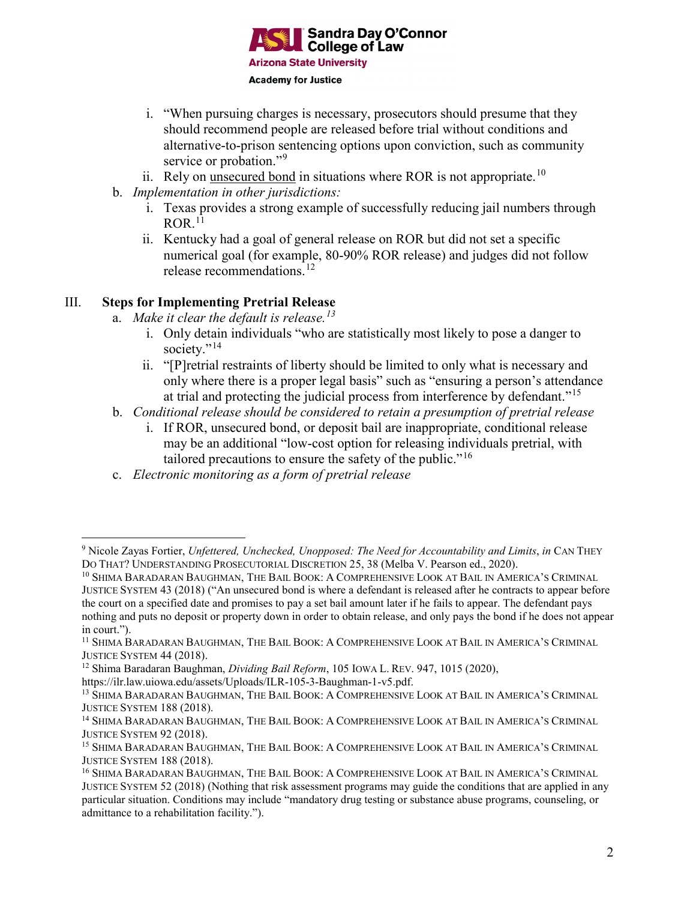i. "When pursuing charges is necessary, prosecutors should presume that they should recommend people are released before trial without conditions and alternative-to-prison sentencing options upon conviction, such as community service or probation."[9]

ii. Rely on <u>unsecured bond</u> in situations where ROR is not appropriate.[10]

b. *Implementation in other jurisdictions:*

i. Texas provides a strong example of successfully reducing jail numbers through ROR.[11]

ii. Kentucky had a goal of general release on ROR but did not set a specific numerical goal (for example, 80-90% ROR release) and judges did not follow release recommendations.[12]

## III. Steps for Implementing Pretrial Release

a. *Make it clear the default is release.*[13]

i. Only detain individuals "who are statistically most likely to pose a danger to society."[14]

ii. "[P]retrial restraints of liberty should be limited to only what is necessary and only where there is a proper legal basis" such as "ensuring a person's attendance at trial and protecting the judicial process from interference by defendant."[15]

b. *Conditional release should be considered to retain a presumption of pretrial release*

i. If ROR, unsecured bond, or deposit bail are inappropriate, conditional release may be an additional "low-cost option for releasing individuals pretrial, with tailored precautions to ensure the safety of the public."[16]

c. *Electronic monitoring as a form of pretrial release*

---

[9] Nicole Zayas Fortier, *Unfettered, Unchecked, Unopposed: The Need for Accountability and Limits*, *in* CAN THEY DO THAT? UNDERSTANDING PROSECUTORIAL DISCRETION 25, 38 (Melba V. Pearson ed., 2020).

[10] SHIMA BARADARAN BAUGHMAN, THE BAIL BOOK: A COMPREHENSIVE LOOK AT BAIL IN AMERICA'S CRIMINAL JUSTICE SYSTEM 43 (2018) ("An unsecured bond is where a defendant is released after he contracts to appear before the court on a specified date and promises to pay a set bail amount later if he fails to appear. The defendant pays nothing and puts no deposit or property down in order to obtain release, and only pays the bond if he does not appear in court.").

[11] SHIMA BARADARAN BAUGHMAN, THE BAIL BOOK: A COMPREHENSIVE LOOK AT BAIL IN AMERICA'S CRIMINAL JUSTICE SYSTEM 44 (2018).

[12] Shima Baradaran Baughman, *Dividing Bail Reform*, 105 IOWA L. REV. 947, 1015 (2020), https://ilr.law.uiowa.edu/assets/Uploads/ILR-105-3-Baughman-1-v5.pdf.

[13] SHIMA BARADARAN BAUGHMAN, THE BAIL BOOK: A COMPREHENSIVE LOOK AT BAIL IN AMERICA'S CRIMINAL JUSTICE SYSTEM 188 (2018).

[14] SHIMA BARADARAN BAUGHMAN, THE BAIL BOOK: A COMPREHENSIVE LOOK AT BAIL IN AMERICA'S CRIMINAL JUSTICE SYSTEM 92 (2018).

[15] SHIMA BARADARAN BAUGHMAN, THE BAIL BOOK: A COMPREHENSIVE LOOK AT BAIL IN AMERICA'S CRIMINAL JUSTICE SYSTEM 188 (2018).

[16] SHIMA BARADARAN BAUGHMAN, THE BAIL BOOK: A COMPREHENSIVE LOOK AT BAIL IN AMERICA'S CRIMINAL JUSTICE SYSTEM 52 (2018) (Nothing that risk assessment programs may guide the conditions that are applied in any particular situation. Conditions may include "mandatory drug testing or substance abuse programs, counseling, or admittance to a rehabilitation facility.").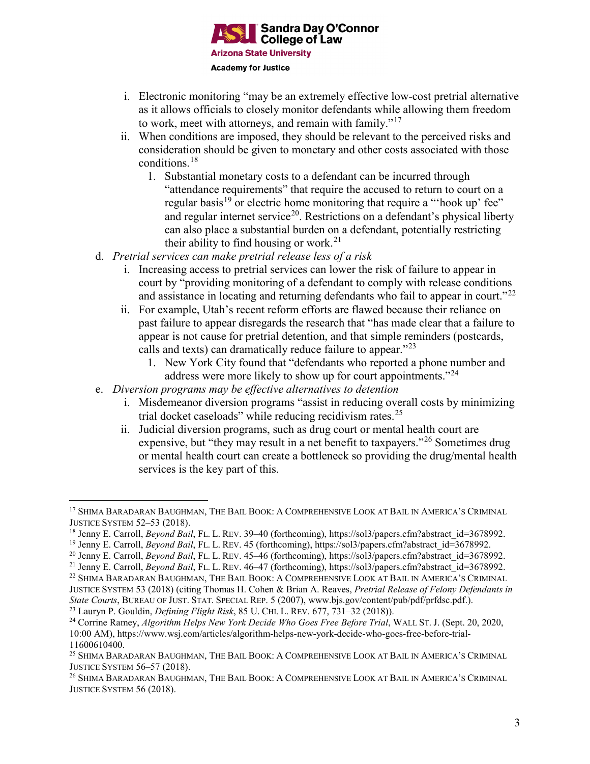i. Electronic monitoring "may be an extremely effective low-cost pretrial alternative as it allows officials to closely monitor defendants while allowing them freedom to work, meet with attorneys, and remain with family."[17]
   ii. When conditions are imposed, they should be relevant to the perceived risks and consideration should be given to monetary and other costs associated with those conditions.[18]
      1. Substantial monetary costs to a defendant can be incurred through "attendance requirements" that require the accused to return to court on a regular basis[19] or electric home monitoring that require a "'hook up' fee" and regular internet service[20]. Restrictions on a defendant's physical liberty can also place a substantial burden on a defendant, potentially restricting their ability to find housing or work.[21]

d. *Pretrial services can make pretrial release less of a risk*
   i. Increasing access to pretrial services can lower the risk of failure to appear in court by "providing monitoring of a defendant to comply with release conditions and assistance in locating and returning defendants who fail to appear in court."[22]
   ii. For example, Utah's recent reform efforts are flawed because their reliance on past failure to appear disregards the research that "has made clear that a failure to appear is not cause for pretrial detention, and that simple reminders (postcards, calls and texts) can dramatically reduce failure to appear."[23]
      1. New York City found that "defendants who reported a phone number and address were more likely to show up for court appointments."[24]

e. *Diversion programs may be effective alternatives to detention*
   i. Misdemeanor diversion programs "assist in reducing overall costs by minimizing trial docket caseloads" while reducing recidivism rates.[25]
   ii. Judicial diversion programs, such as drug court or mental health court are expensive, but "they may result in a net benefit to taxpayers."[26] Sometimes drug or mental health court can create a bottleneck so providing the drug/mental health services is the key part of this.

---

[17] Shima Baradaran Baughman, The Bail Book: A Comprehensive Look at Bail in America's Criminal Justice System 52–53 (2018).

[18] Jenny E. Carroll, *Beyond Bail*, Fl. L. Rev. 39–40 (forthcoming), https://sol3/papers.cfm?abstract_id=3678992.

[19] Jenny E. Carroll, *Beyond Bail*, Fl. L. Rev. 45 (forthcoming), https://sol3/papers.cfm?abstract_id=3678992.

[20] Jenny E. Carroll, *Beyond Bail*, Fl. L. Rev. 45–46 (forthcoming), https://sol3/papers.cfm?abstract_id=3678992.

[21] Jenny E. Carroll, *Beyond Bail*, Fl. L. Rev. 46–47 (forthcoming), https://sol3/papers.cfm?abstract_id=3678992.

[22] Shima Baradaran Baughman, The Bail Book: A Comprehensive Look at Bail in America's Criminal Justice System 53 (2018) (citing Thomas H. Cohen & Brian A. Reaves, *Pretrial Release of Felony Defendants in State Courts*, Bureau of Just. Stat. Special Rep. 5 (2007), www.bjs.gov/content/pub/pdf/prfdsc.pdf.).

[23] Lauryn P. Gouldin, *Defining Flight Risk*, 85 U. Chi. L. Rev. 677, 731–32 (2018)).

[24] Corrine Ramey, *Algorithm Helps New York Decide Who Goes Free Before Trial*, Wall St. J. (Sept. 20, 2020, 10:00 AM), https://www.wsj.com/articles/algorithm-helps-new-york-decide-who-goes-free-before-trial-11600610400.

[25] Shima Baradaran Baughman, The Bail Book: A Comprehensive Look at Bail in America's Criminal Justice System 56–57 (2018).

[26] Shima Baradaran Baughman, The Bail Book: A Comprehensive Look at Bail in America's Criminal Justice System 56 (2018).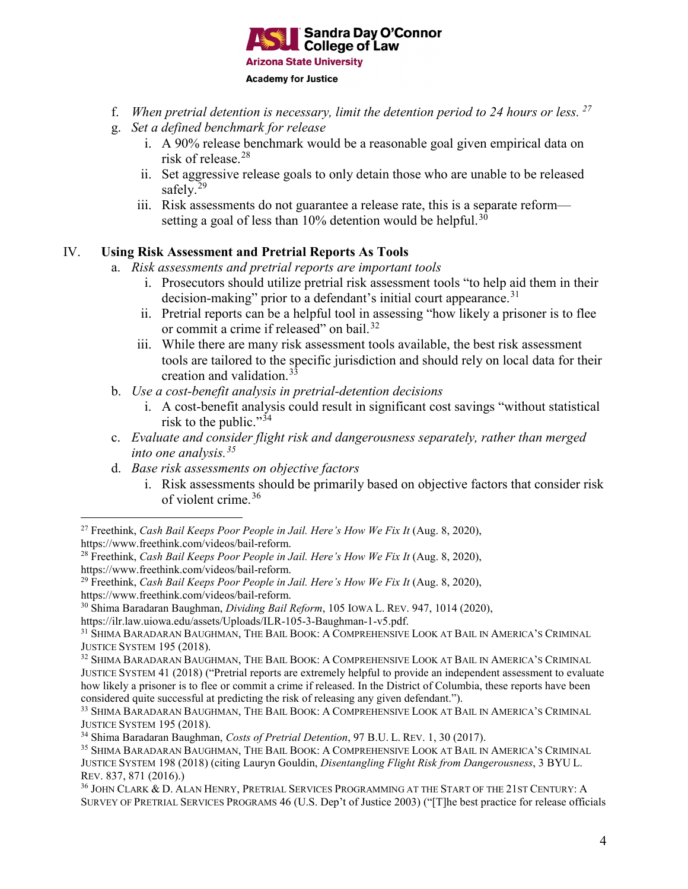f. *When pretrial detention is necessary, limit the detention period to 24 hours or less.* [27]

g. *Set a defined benchmark for release*

   i. A 90% release benchmark would be a reasonable goal given empirical data on risk of release.[28]

   ii. Set aggressive release goals to only detain those who are unable to be released safely.[29]

   iii. Risk assessments do not guarantee a release rate, this is a separate reform—setting a goal of less than 10% detention would be helpful.[30]

## IV. Using Risk Assessment and Pretrial Reports As Tools

a. *Risk assessments and pretrial reports are important tools*

   i. Prosecutors should utilize pretrial risk assessment tools "to help aid them in their decision-making" prior to a defendant's initial court appearance.[31]

   ii. Pretrial reports can be a helpful tool in assessing "how likely a prisoner is to flee or commit a crime if released" on bail.[32]

   iii. While there are many risk assessment tools available, the best risk assessment tools are tailored to the specific jurisdiction and should rely on local data for their creation and validation.[33]

b. *Use a cost-benefit analysis in pretrial-detention decisions*

   i. A cost-benefit analysis could result in significant cost savings "without statistical risk to the public."[34]

c. *Evaluate and consider flight risk and dangerousness separately, rather than merged into one analysis.*[35]

d. *Base risk assessments on objective factors*

   i. Risk assessments should be primarily based on objective factors that consider risk of violent crime.[36]

---

[27] Freethink, *Cash Bail Keeps Poor People in Jail. Here's How We Fix It* (Aug. 8, 2020), https://www.freethink.com/videos/bail-reform.

[28] Freethink, *Cash Bail Keeps Poor People in Jail. Here's How We Fix It* (Aug. 8, 2020), https://www.freethink.com/videos/bail-reform.

[29] Freethink, *Cash Bail Keeps Poor People in Jail. Here's How We Fix It* (Aug. 8, 2020), https://www.freethink.com/videos/bail-reform.

[30] Shima Baradaran Baughman, *Dividing Bail Reform*, 105 IOWA L. REV. 947, 1014 (2020), https://ilr.law.uiowa.edu/assets/Uploads/ILR-105-3-Baughman-1-v5.pdf.

[31] SHIMA BARADARAN BAUGHMAN, THE BAIL BOOK: A COMPREHENSIVE LOOK AT BAIL IN AMERICA'S CRIMINAL JUSTICE SYSTEM 195 (2018).

[32] SHIMA BARADARAN BAUGHMAN, THE BAIL BOOK: A COMPREHENSIVE LOOK AT BAIL IN AMERICA'S CRIMINAL JUSTICE SYSTEM 41 (2018) ("Pretrial reports are extremely helpful to provide an independent assessment to evaluate how likely a prisoner is to flee or commit a crime if released. In the District of Columbia, these reports have been considered quite successful at predicting the risk of releasing any given defendant.").

[33] SHIMA BARADARAN BAUGHMAN, THE BAIL BOOK: A COMPREHENSIVE LOOK AT BAIL IN AMERICA'S CRIMINAL JUSTICE SYSTEM 195 (2018).

[34] Shima Baradaran Baughman, *Costs of Pretrial Detention*, 97 B.U. L. REV. 1, 30 (2017).

[35] SHIMA BARADARAN BAUGHMAN, THE BAIL BOOK: A COMPREHENSIVE LOOK AT BAIL IN AMERICA'S CRIMINAL JUSTICE SYSTEM 198 (2018) (citing Lauryn Gouldin, *Disentangling Flight Risk from Dangerousness*, 3 BYU L. REV. 837, 871 (2016).)

[36] JOHN CLARK & D. ALAN HENRY, PRETRIAL SERVICES PROGRAMMING AT THE START OF THE 21ST CENTURY: A SURVEY OF PRETRIAL SERVICES PROGRAMS 46 (U.S. Dep't of Justice 2003) ("[T]he best practice for release officials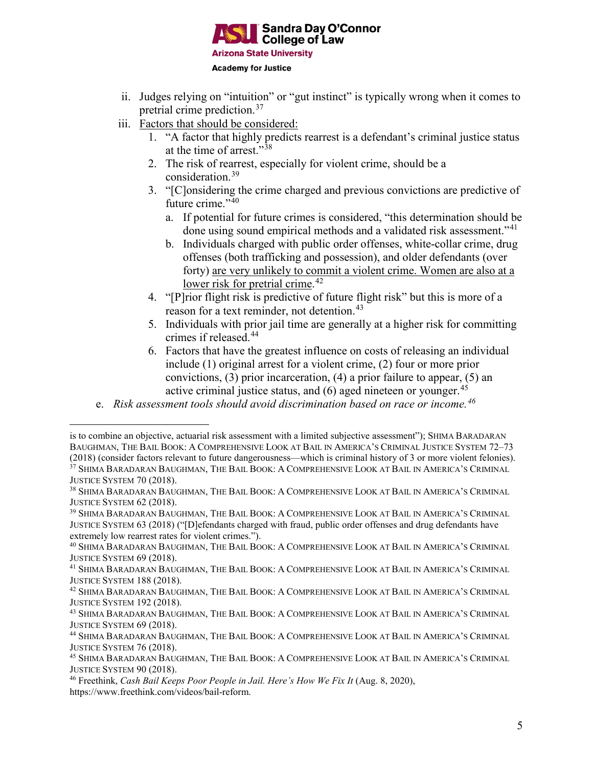ii. Judges relying on "intuition" or "gut instinct" is typically wrong when it comes to pretrial crime prediction.[37]

iii. <u>Factors that should be considered:</u>

1. "A factor that highly predicts rearrest is a defendant's criminal justice status at the time of arrest."[38]
2. The risk of rearrest, especially for violent crime, should be a consideration.[39]
3. "[C]onsidering the crime charged and previous convictions are predictive of future crime."[40]
   a. If potential for future crimes is considered, "this determination should be done using sound empirical methods and a validated risk assessment."[41]
   b. Individuals charged with public order offenses, white-collar crime, drug offenses (both trafficking and possession), and older defendants (over forty) <u>are very unlikely to commit a violent crime. Women are also at a lower risk for pretrial crime</u>.[42]
4. "[P]rior flight risk is predictive of future flight risk" but this is more of a reason for a text reminder, not detention.[43]
5. Individuals with prior jail time are generally at a higher risk for committing crimes if released.[44]
6. Factors that have the greatest influence on costs of releasing an individual include (1) original arrest for a violent crime, (2) four or more prior convictions, (3) prior incarceration, (4) a prior failure to appear, (5) an active criminal justice status, and (6) aged nineteen or younger.[45]

e. *Risk assessment tools should avoid discrimination based on race or income.*[46]

---

is to combine an objective, actuarial risk assessment with a limited subjective assessment"); SHIMA BARADARAN BAUGHMAN, THE BAIL BOOK: A COMPREHENSIVE LOOK AT BAIL IN AMERICA'S CRIMINAL JUSTICE SYSTEM 72–73 (2018) (consider factors relevant to future dangerousness—which is criminal history of 3 or more violent felonies).

[37] SHIMA BARADARAN BAUGHMAN, THE BAIL BOOK: A COMPREHENSIVE LOOK AT BAIL IN AMERICA'S CRIMINAL JUSTICE SYSTEM 70 (2018).

[38] SHIMA BARADARAN BAUGHMAN, THE BAIL BOOK: A COMPREHENSIVE LOOK AT BAIL IN AMERICA'S CRIMINAL JUSTICE SYSTEM 62 (2018).

[39] SHIMA BARADARAN BAUGHMAN, THE BAIL BOOK: A COMPREHENSIVE LOOK AT BAIL IN AMERICA'S CRIMINAL JUSTICE SYSTEM 63 (2018) ("[D]efendants charged with fraud, public order offenses and drug defendants have extremely low rearrest rates for violent crimes.").

[40] SHIMA BARADARAN BAUGHMAN, THE BAIL BOOK: A COMPREHENSIVE LOOK AT BAIL IN AMERICA'S CRIMINAL JUSTICE SYSTEM 69 (2018).

[41] SHIMA BARADARAN BAUGHMAN, THE BAIL BOOK: A COMPREHENSIVE LOOK AT BAIL IN AMERICA'S CRIMINAL JUSTICE SYSTEM 188 (2018).

[42] SHIMA BARADARAN BAUGHMAN, THE BAIL BOOK: A COMPREHENSIVE LOOK AT BAIL IN AMERICA'S CRIMINAL JUSTICE SYSTEM 192 (2018).

[43] SHIMA BARADARAN BAUGHMAN, THE BAIL BOOK: A COMPREHENSIVE LOOK AT BAIL IN AMERICA'S CRIMINAL JUSTICE SYSTEM 69 (2018).

[44] SHIMA BARADARAN BAUGHMAN, THE BAIL BOOK: A COMPREHENSIVE LOOK AT BAIL IN AMERICA'S CRIMINAL JUSTICE SYSTEM 76 (2018).

[45] SHIMA BARADARAN BAUGHMAN, THE BAIL BOOK: A COMPREHENSIVE LOOK AT BAIL IN AMERICA'S CRIMINAL JUSTICE SYSTEM 90 (2018).

[46] Freethink, *Cash Bail Keeps Poor People in Jail. Here's How We Fix It* (Aug. 8, 2020), https://www.freethink.com/videos/bail-reform.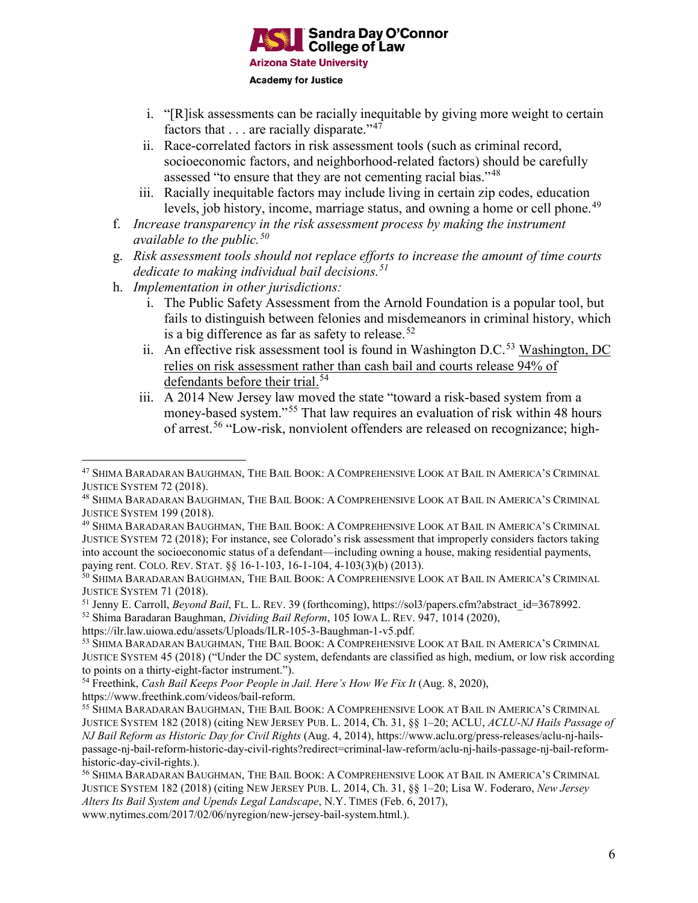i. "[R]isk assessments can be racially inequitable by giving more weight to certain factors that . . . are racially disparate."[47]
   ii. Race-correlated factors in risk assessment tools (such as criminal record, socioeconomic factors, and neighborhood-related factors) should be carefully assessed "to ensure that they are not cementing racial bias."[48]
   iii. Racially inequitable factors may include living in certain zip codes, education levels, job history, income, marriage status, and owning a home or cell phone.[49]

f. *Increase transparency in the risk assessment process by making the instrument available to the public.*[50]

g. *Risk assessment tools should not replace efforts to increase the amount of time courts dedicate to making individual bail decisions.*[51]

h. *Implementation in other jurisdictions:*
   i. The Public Safety Assessment from the Arnold Foundation is a popular tool, but fails to distinguish between felonies and misdemeanors in criminal history, which is a big difference as far as safety to release.[52]
   ii. An effective risk assessment tool is found in Washington D.C.[53] Washington, DC relies on risk assessment rather than cash bail and courts release 94% of defendants before their trial.[54]
   iii. A 2014 New Jersey law moved the state "toward a risk-based system from a money-based system."[55] That law requires an evaluation of risk within 48 hours of arrest.[56] "Low-risk, nonviolent offenders are released on recognizance; high-

---

[47] Shima Baradaran Baughman, The Bail Book: A Comprehensive Look at Bail in America's Criminal Justice System 72 (2018).

[48] Shima Baradaran Baughman, The Bail Book: A Comprehensive Look at Bail in America's Criminal Justice System 199 (2018).

[49] Shima Baradaran Baughman, The Bail Book: A Comprehensive Look at Bail in America's Criminal Justice System 72 (2018); For instance, see Colorado's risk assessment that improperly considers factors taking into account the socioeconomic status of a defendant—including owning a house, making residential payments, paying rent. Colo. Rev. Stat. §§ 16-1-103, 16-1-104, 4-103(3)(b) (2013).

[50] Shima Baradaran Baughman, The Bail Book: A Comprehensive Look at Bail in America's Criminal Justice System 71 (2018).

[51] Jenny E. Carroll, *Beyond Bail*, Fl. L. Rev. 39 (forthcoming), https://sol3/papers.cfm?abstract_id=3678992.

[52] Shima Baradaran Baughman, *Dividing Bail Reform*, 105 Iowa L. Rev. 947, 1014 (2020), https://ilr.law.uiowa.edu/assets/Uploads/ILR-105-3-Baughman-1-v5.pdf.

[53] Shima Baradaran Baughman, The Bail Book: A Comprehensive Look at Bail in America's Criminal Justice System 45 (2018) ("Under the DC system, defendants are classified as high, medium, or low risk according to points on a thirty-eight-factor instrument.").

[54] Freethink, *Cash Bail Keeps Poor People in Jail. Here's How We Fix It* (Aug. 8, 2020), https://www.freethink.com/videos/bail-reform.

[55] Shima Baradaran Baughman, The Bail Book: A Comprehensive Look at Bail in America's Criminal Justice System 182 (2018) (citing New Jersey Pub. L. 2014, Ch. 31, §§ 1–20; ACLU, *ACLU-NJ Hails Passage of NJ Bail Reform as Historic Day for Civil Rights* (Aug. 4, 2014), https://www.aclu.org/press-releases/aclu-nj-hails-passage-nj-bail-reform-historic-day-civil-rights?redirect=criminal-law-reform/aclu-nj-hails-passage-nj-bail-reform-historic-day-civil-rights.).

[56] Shima Baradaran Baughman, The Bail Book: A Comprehensive Look at Bail in America's Criminal Justice System 182 (2018) (citing New Jersey Pub. L. 2014, Ch. 31, §§ 1–20; Lisa W. Foderaro, *New Jersey Alters Its Bail System and Upends Legal Landscape*, N.Y. Times (Feb. 6, 2017), www.nytimes.com/2017/02/06/nyregion/new-jersey-bail-system.html.).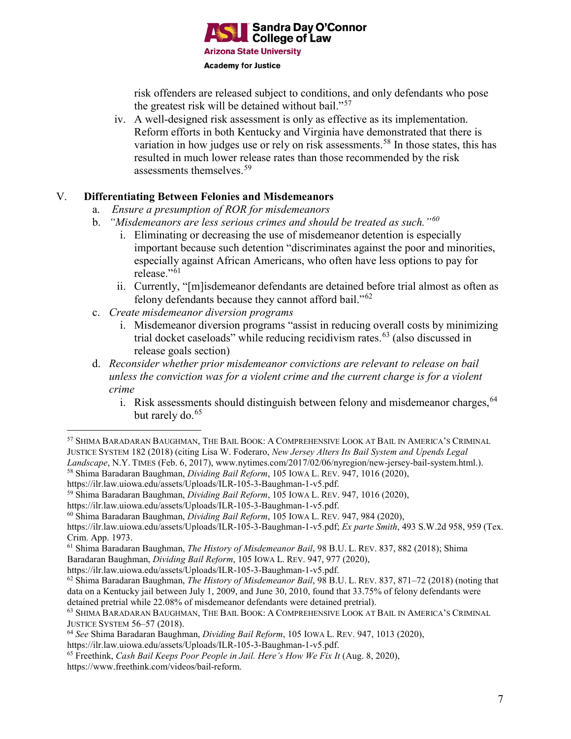risk offenders are released subject to conditions, and only defendants who pose the greatest risk will be detained without bail."[57]

iv. A well-designed risk assessment is only as effective as its implementation. Reform efforts in both Kentucky and Virginia have demonstrated that there is variation in how judges use or rely on risk assessments.[58] In those states, this has resulted in much lower release rates than those recommended by the risk assessments themselves.[59]

## V. Differentiating Between Felonies and Misdemeanors

a. *Ensure a presumption of ROR for misdemeanors*

b. *"Misdemeanors are less serious crimes and should be treated as such."*[60]

   i. Eliminating or decreasing the use of misdemeanor detention is especially important because such detention "discriminates against the poor and minorities, especially against African Americans, who often have less options to pay for release."[61]

   ii. Currently, "[m]isdemeanor defendants are detained before trial almost as often as felony defendants because they cannot afford bail."[62]

c. *Create misdemeanor diversion programs*

   i. Misdemeanor diversion programs "assist in reducing overall costs by minimizing trial docket caseloads" while reducing recidivism rates.[63] (also discussed in release goals section)

d. *Reconsider whether prior misdemeanor convictions are relevant to release on bail unless the conviction was for a violent crime and the current charge is for a violent crime*

   i. Risk assessments should distinguish between felony and misdemeanor charges,[64] but rarely do.[65]

---

[57] Shima Baradaran Baughman, The Bail Book: A Comprehensive Look at Bail in America's Criminal Justice System 182 (2018) (citing Lisa W. Foderaro, *New Jersey Alters Its Bail System and Upends Legal Landscape*, N.Y. Times (Feb. 6, 2017), www.nytimes.com/2017/02/06/nyregion/new-jersey-bail-system.html.).

[58] Shima Baradaran Baughman, *Dividing Bail Reform*, 105 Iowa L. Rev. 947, 1016 (2020), https://ilr.law.uiowa.edu/assets/Uploads/ILR-105-3-Baughman-1-v5.pdf.

[59] Shima Baradaran Baughman, *Dividing Bail Reform*, 105 Iowa L. Rev. 947, 1016 (2020), https://ilr.law.uiowa.edu/assets/Uploads/ILR-105-3-Baughman-1-v5.pdf.

[60] Shima Baradaran Baughman, *Dividing Bail Reform*, 105 Iowa L. Rev. 947, 984 (2020), https://ilr.law.uiowa.edu/assets/Uploads/ILR-105-3-Baughman-1-v5.pdf; *Ex parte Smith*, 493 S.W.2d 958, 959 (Tex. Crim. App. 1973.

[61] Shima Baradaran Baughman, *The History of Misdemeanor Bail*, 98 B.U. L. Rev. 837, 882 (2018); Shima Baradaran Baughman, *Dividing Bail Reform*, 105 Iowa L. Rev. 947, 977 (2020), https://ilr.law.uiowa.edu/assets/Uploads/ILR-105-3-Baughman-1-v5.pdf.

[62] Shima Baradaran Baughman, *The History of Misdemeanor Bail*, 98 B.U. L. Rev. 837, 871–72 (2018) (noting that data on a Kentucky jail between July 1, 2009, and June 30, 2010, found that 33.75% of felony defendants were detained pretrial while 22.08% of misdemeanor defendants were detained pretrial).

[63] Shima Baradaran Baughman, The Bail Book: A Comprehensive Look at Bail in America's Criminal Justice System 56–57 (2018).

[64] *See* Shima Baradaran Baughman, *Dividing Bail Reform*, 105 Iowa L. Rev. 947, 1013 (2020), https://ilr.law.uiowa.edu/assets/Uploads/ILR-105-3-Baughman-1-v5.pdf.

[65] Freethink, *Cash Bail Keeps Poor People in Jail. Here's How We Fix It* (Aug. 8, 2020), https://www.freethink.com/videos/bail-reform.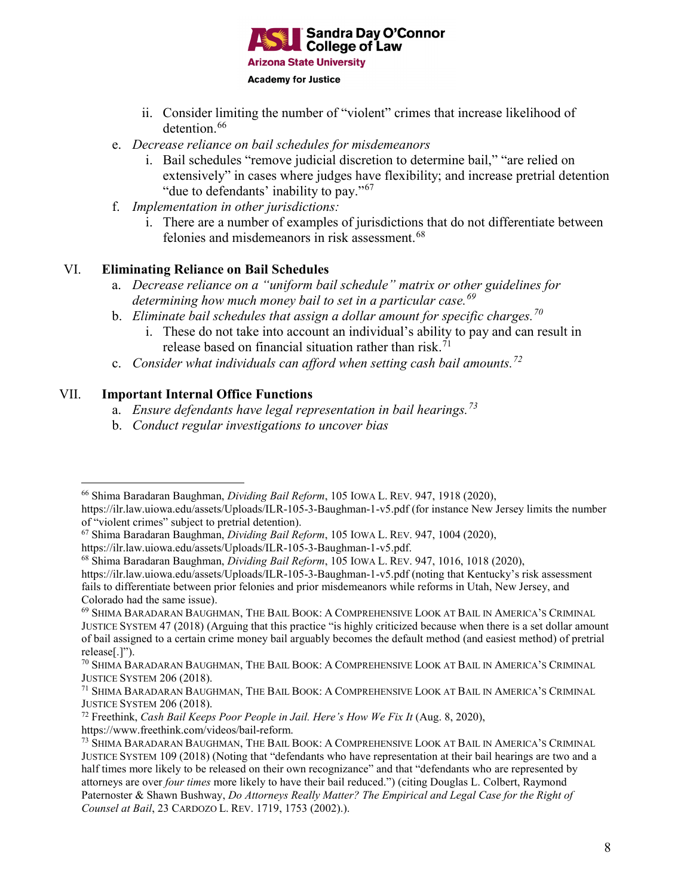ii. Consider limiting the number of "violent" crimes that increase likelihood of detention.[66]

e. *Decrease reliance on bail schedules for misdemeanors*
   i. Bail schedules "remove judicial discretion to determine bail," "are relied on extensively" in cases where judges have flexibility; and increase pretrial detention "due to defendants' inability to pay."[67]

f. *Implementation in other jurisdictions:*
   i. There are a number of examples of jurisdictions that do not differentiate between felonies and misdemeanors in risk assessment.[68]

## VI. Eliminating Reliance on Bail Schedules

a. *Decrease reliance on a "uniform bail schedule" matrix or other guidelines for determining how much money bail to set in a particular case.*[69]

b. *Eliminate bail schedules that assign a dollar amount for specific charges.*[70]
   i. These do not take into account an individual's ability to pay and can result in release based on financial situation rather than risk.[71]

c. *Consider what individuals can afford when setting cash bail amounts.*[72]

## VII. Important Internal Office Functions

a. *Ensure defendants have legal representation in bail hearings.*[73]

b. *Conduct regular investigations to uncover bias*

---

[66] Shima Baradaran Baughman, *Dividing Bail Reform*, 105 IOWA L. REV. 947, 1918 (2020), https://ilr.law.uiowa.edu/assets/Uploads/ILR-105-3-Baughman-1-v5.pdf (for instance New Jersey limits the number of "violent crimes" subject to pretrial detention).

[67] Shima Baradaran Baughman, *Dividing Bail Reform*, 105 IOWA L. REV. 947, 1004 (2020), https://ilr.law.uiowa.edu/assets/Uploads/ILR-105-3-Baughman-1-v5.pdf.

[68] Shima Baradaran Baughman, *Dividing Bail Reform*, 105 IOWA L. REV. 947, 1016, 1018 (2020), https://ilr.law.uiowa.edu/assets/Uploads/ILR-105-3-Baughman-1-v5.pdf (noting that Kentucky's risk assessment fails to differentiate between prior felonies and prior misdemeanors while reforms in Utah, New Jersey, and Colorado had the same issue).

[69] SHIMA BARADARAN BAUGHMAN, THE BAIL BOOK: A COMPREHENSIVE LOOK AT BAIL IN AMERICA'S CRIMINAL JUSTICE SYSTEM 47 (2018) (Arguing that this practice "is highly criticized because when there is a set dollar amount of bail assigned to a certain crime money bail arguably becomes the default method (and easiest method) of pretrial release[.]").

[70] SHIMA BARADARAN BAUGHMAN, THE BAIL BOOK: A COMPREHENSIVE LOOK AT BAIL IN AMERICA'S CRIMINAL JUSTICE SYSTEM 206 (2018).

[71] SHIMA BARADARAN BAUGHMAN, THE BAIL BOOK: A COMPREHENSIVE LOOK AT BAIL IN AMERICA'S CRIMINAL JUSTICE SYSTEM 206 (2018).

[72] Freethink, *Cash Bail Keeps Poor People in Jail. Here's How We Fix It* (Aug. 8, 2020), https://www.freethink.com/videos/bail-reform.

[73] SHIMA BARADARAN BAUGHMAN, THE BAIL BOOK: A COMPREHENSIVE LOOK AT BAIL IN AMERICA'S CRIMINAL JUSTICE SYSTEM 109 (2018) (Noting that "defendants who have representation at their bail hearings are two and a half times more likely to be released on their own recognizance" and that "defendants who are represented by attorneys are over *four times* more likely to have their bail reduced.") (citing Douglas L. Colbert, Raymond Paternoster & Shawn Bushway, *Do Attorneys Really Matter? The Empirical and Legal Case for the Right of Counsel at Bail*, 23 CARDOZO L. REV. 1719, 1753 (2002).).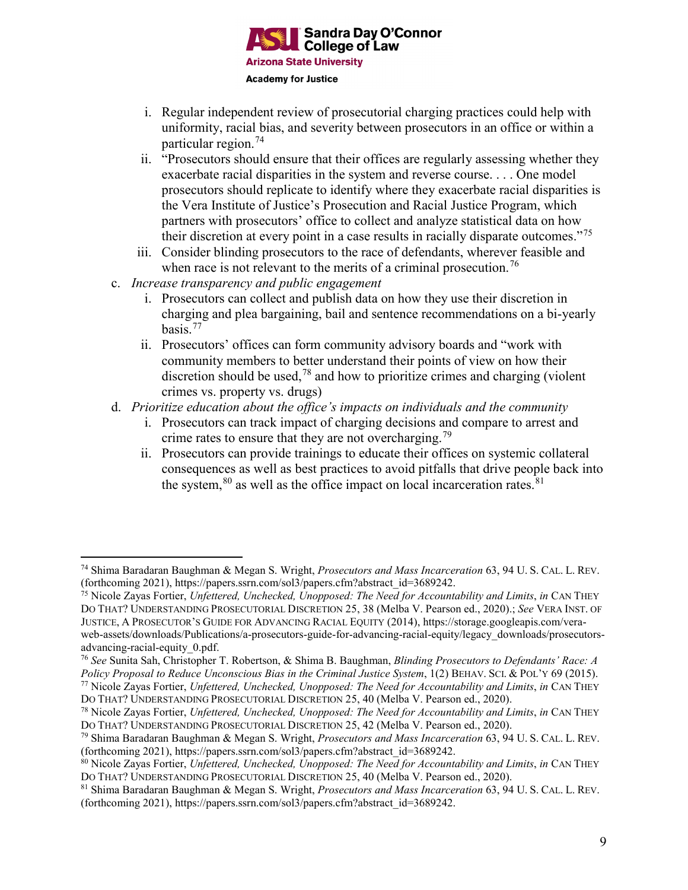i. Regular independent review of prosecutorial charging practices could help with uniformity, racial bias, and severity between prosecutors in an office or within a particular region.[74]
   ii. "Prosecutors should ensure that their offices are regularly assessing whether they exacerbate racial disparities in the system and reverse course. . . . One model prosecutors should replicate to identify where they exacerbate racial disparities is the Vera Institute of Justice's Prosecution and Racial Justice Program, which partners with prosecutors' office to collect and analyze statistical data on how their discretion at every point in a case results in racially disparate outcomes."[75]
   iii. Consider blinding prosecutors to the race of defendants, wherever feasible and when race is not relevant to the merits of a criminal prosecution.[76]

c. *Increase transparency and public engagement*
   i. Prosecutors can collect and publish data on how they use their discretion in charging and plea bargaining, bail and sentence recommendations on a bi-yearly basis.[77]
   ii. Prosecutors' offices can form community advisory boards and "work with community members to better understand their points of view on how their discretion should be used,[78] and how to prioritize crimes and charging (violent crimes vs. property vs. drugs)

d. *Prioritize education about the office's impacts on individuals and the community*
   i. Prosecutors can track impact of charging decisions and compare to arrest and crime rates to ensure that they are not overcharging.[79]
   ii. Prosecutors can provide trainings to educate their offices on systemic collateral consequences as well as best practices to avoid pitfalls that drive people back into the system,[80] as well as the office impact on local incarceration rates.[81]

---

[74] Shima Baradaran Baughman & Megan S. Wright, *Prosecutors and Mass Incarceration* 63, 94 U. S. CAL. L. REV. (forthcoming 2021), https://papers.ssrn.com/sol3/papers.cfm?abstract_id=3689242.

[75] Nicole Zayas Fortier, *Unfettered, Unchecked, Unopposed: The Need for Accountability and Limits*, *in* CAN THEY DO THAT? UNDERSTANDING PROSECUTORIAL DISCRETION 25, 38 (Melba V. Pearson ed., 2020).; *See* VERA INST. OF JUSTICE, A PROSECUTOR'S GUIDE FOR ADVANCING RACIAL EQUITY (2014), https://storage.googleapis.com/vera-web-assets/downloads/Publications/a-prosecutors-guide-for-advancing-racial-equity/legacy_downloads/prosecutors-advancing-racial-equity_0.pdf.

[76] *See* Sunita Sah, Christopher T. Robertson, & Shima B. Baughman, *Blinding Prosecutors to Defendants' Race: A Policy Proposal to Reduce Unconscious Bias in the Criminal Justice System*, 1(2) BEHAV. SCI. & POL'Y 69 (2015).

[77] Nicole Zayas Fortier, *Unfettered, Unchecked, Unopposed: The Need for Accountability and Limits*, *in* CAN THEY DO THAT? UNDERSTANDING PROSECUTORIAL DISCRETION 25, 40 (Melba V. Pearson ed., 2020).

[78] Nicole Zayas Fortier, *Unfettered, Unchecked, Unopposed: The Need for Accountability and Limits*, *in* CAN THEY DO THAT? UNDERSTANDING PROSECUTORIAL DISCRETION 25, 42 (Melba V. Pearson ed., 2020).

[79] Shima Baradaran Baughman & Megan S. Wright, *Prosecutors and Mass Incarceration* 63, 94 U. S. CAL. L. REV. (forthcoming 2021), https://papers.ssrn.com/sol3/papers.cfm?abstract_id=3689242.

[80] Nicole Zayas Fortier, *Unfettered, Unchecked, Unopposed: The Need for Accountability and Limits*, *in* CAN THEY DO THAT? UNDERSTANDING PROSECUTORIAL DISCRETION 25, 40 (Melba V. Pearson ed., 2020).

[81] Shima Baradaran Baughman & Megan S. Wright, *Prosecutors and Mass Incarceration* 63, 94 U. S. CAL. L. REV. (forthcoming 2021), https://papers.ssrn.com/sol3/papers.cfm?abstract_id=3689242.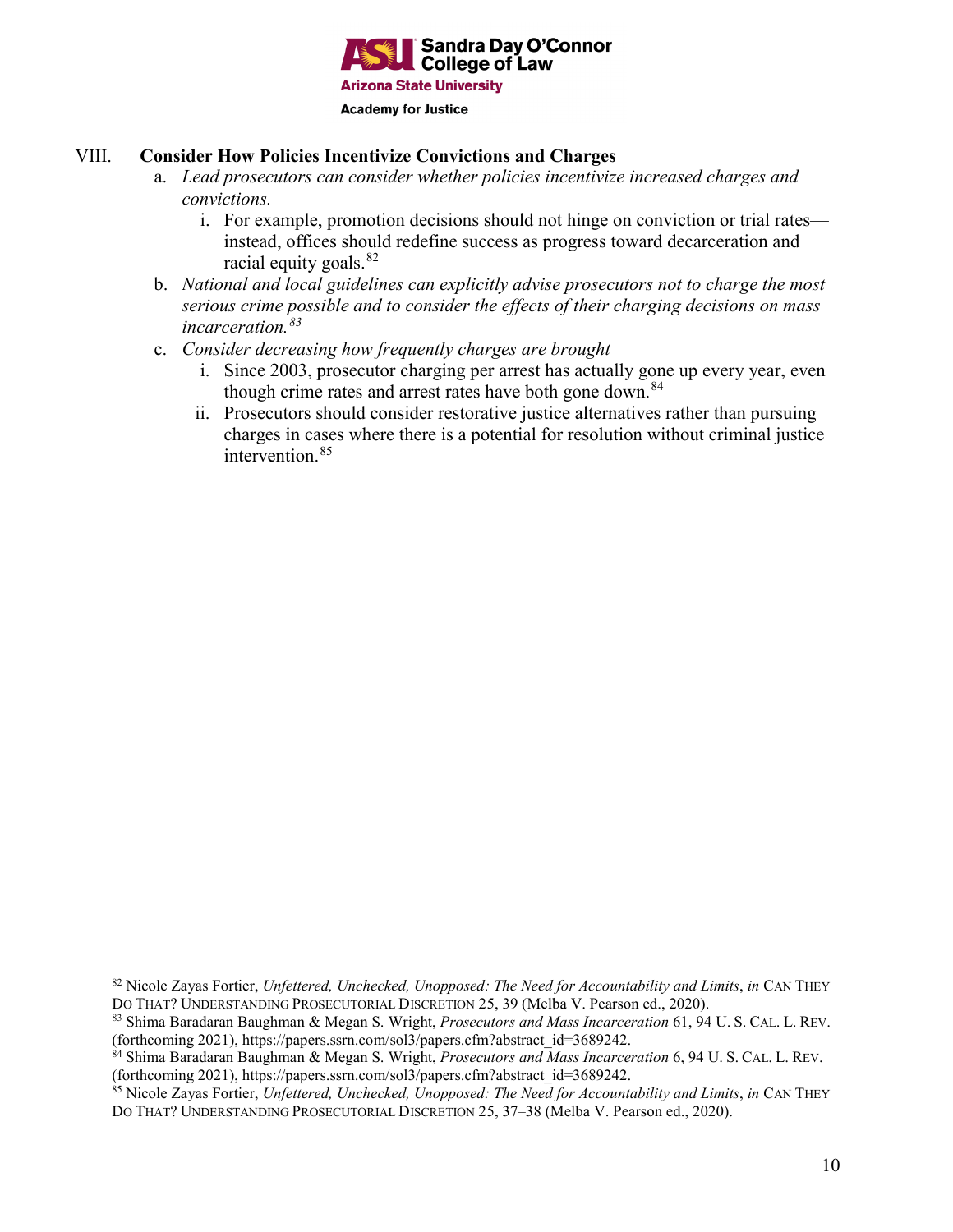## VIII. Consider How Policies Incentivize Convictions and Charges

a. *Lead prosecutors can consider whether policies incentivize increased charges and convictions.*
   i. For example, promotion decisions should not hinge on conviction or trial rates—instead, offices should redefine success as progress toward decarceration and racial equity goals.[82]

b. *National and local guidelines can explicitly advise prosecutors not to charge the most serious crime possible and to consider the effects of their charging decisions on mass incarceration.[83]*

c. *Consider decreasing how frequently charges are brought*
   i. Since 2003, prosecutor charging per arrest has actually gone up every year, even though crime rates and arrest rates have both gone down.[84]
   ii. Prosecutors should consider restorative justice alternatives rather than pursuing charges in cases where there is a potential for resolution without criminal justice intervention.[85]

---

[82] Nicole Zayas Fortier, *Unfettered, Unchecked, Unopposed: The Need for Accountability and Limits*, *in* CAN THEY DO THAT? UNDERSTANDING PROSECUTORIAL DISCRETION 25, 39 (Melba V. Pearson ed., 2020).

[83] Shima Baradaran Baughman & Megan S. Wright, *Prosecutors and Mass Incarceration* 61, 94 U. S. CAL. L. REV. (forthcoming 2021), https://papers.ssrn.com/sol3/papers.cfm?abstract_id=3689242.

[84] Shima Baradaran Baughman & Megan S. Wright, *Prosecutors and Mass Incarceration* 6, 94 U. S. CAL. L. REV. (forthcoming 2021), https://papers.ssrn.com/sol3/papers.cfm?abstract_id=3689242.

[85] Nicole Zayas Fortier, *Unfettered, Unchecked, Unopposed: The Need for Accountability and Limits*, *in* CAN THEY DO THAT? UNDERSTANDING PROSECUTORIAL DISCRETION 25, 37–38 (Melba V. Pearson ed., 2020).